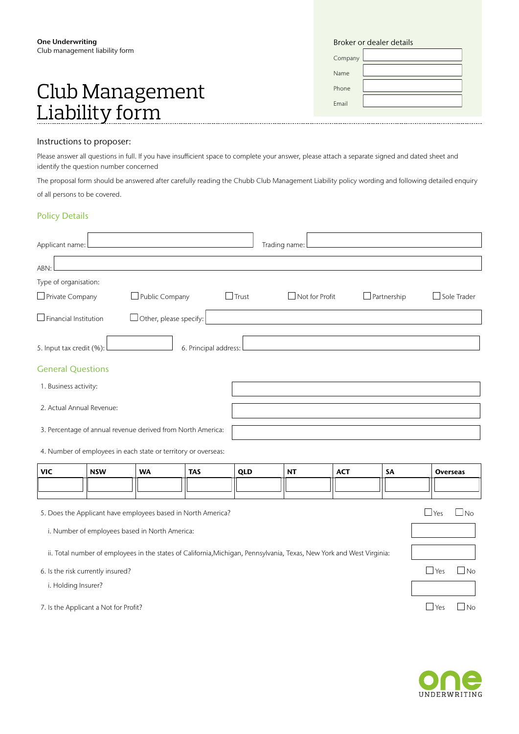**One Underwriting**
Club management liability form

# Club Management Liability form

Broker or dealer details

Company
Name
Phone
Email

Instructions to proposer:

Please answer all questions in full. If you have insufficient space to complete your answer, please attach a separate signed and dated sheet and identify the question number concerned

The proposal form should be answered after carefully reading the Chubb Club Management Liability policy wording and following detailed enquiry of all persons to be covered.

## Policy Details

Applicant name: Trading name:

ABN:

Type of organisation:

☐ Private Company ☐ Public Company ☐ Trust ☐ Not for Profit ☐ Partnership ☐ Sole Trader

☐ Financial Institution ☐ Other, please specify:

5. Input tax credit (%): 6. Principal address:

## General Questions

1. Business activity:
2. Actual Annual Revenue:
3. Percentage of annual revenue derived from North America:
4. Number of employees in each state or territory or overseas:

| VIC | NSW | WA | TAS | QLD | NT | ACT | SA | Overseas |
|---|---|---|---|---|---|---|---|---|
| | | | | | | | | |

5. Does the Applicant have employees based in North America? ☐ Yes ☐ No
   i. Number of employees based in North America:
   ii. Total number of employees in the states of California,Michigan, Pennsylvania, Texas, New York and West Virginia:
6. Is the risk currently insured? ☐ Yes ☐ No
   i. Holding Insurer?
7. Is the Applicant a Not for Profit? ☐ Yes ☐ No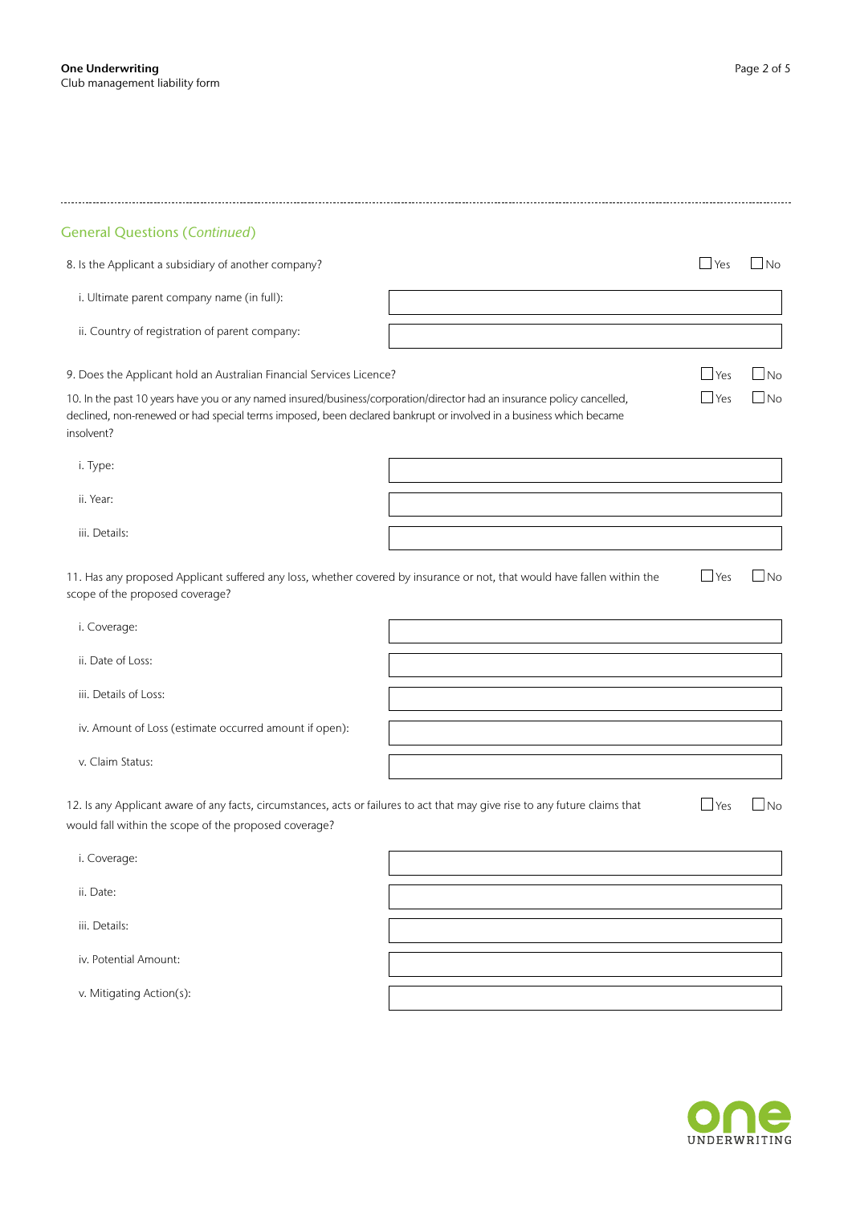## General Questions (*Continued*)

8. Is the Applicant a subsidiary of another company? ☐ Yes ☐ No

i. Ultimate parent company name (in full):

ii. Country of registration of parent company:

9. Does the Applicant hold an Australian Financial Services Licence? ☐ Yes ☐ No

10. In the past 10 years have you or any named insured/business/corporation/director had an insurance policy cancelled, declined, non-renewed or had special terms imposed, been declared bankrupt or involved in a business which became insolvent? ☐ Yes ☐ No

i. Type:

ii. Year:

iii. Details:

11. Has any proposed Applicant suffered any loss, whether covered by insurance or not, that would have fallen within the scope of the proposed coverage? ☐ Yes ☐ No

i. Coverage:

ii. Date of Loss:

iii. Details of Loss:

iv. Amount of Loss (estimate occurred amount if open):

v. Claim Status:

12. Is any Applicant aware of any facts, circumstances, acts or failures to act that may give rise to any future claims that would fall within the scope of the proposed coverage? ☐ Yes ☐ No

i. Coverage:

ii. Date:

iii. Details:

iv. Potential Amount:

v. Mitigating Action(s):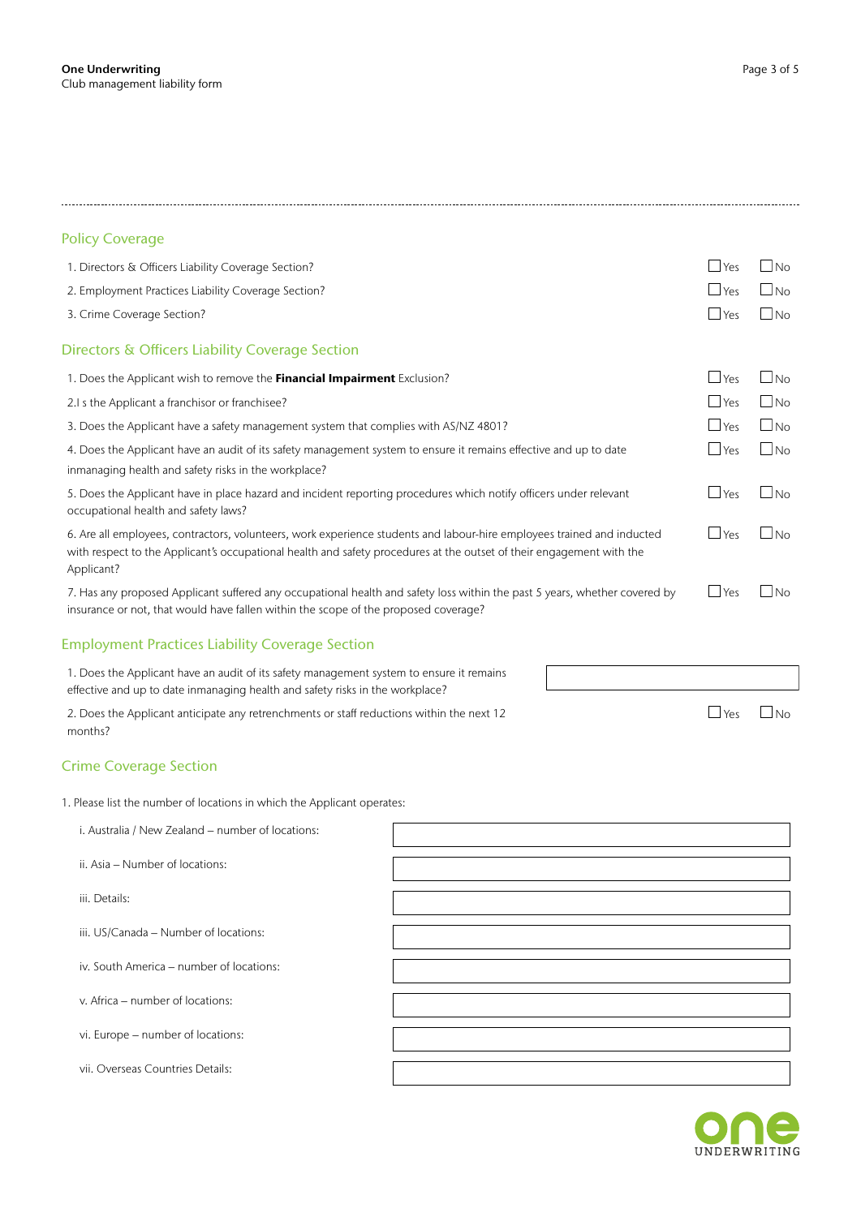## Policy Coverage

1. Directors & Officers Liability Coverage Section? ☐ Yes ☐ No
2. Employment Practices Liability Coverage Section? ☐ Yes ☐ No
3. Crime Coverage Section? ☐ Yes ☐ No

## Directors & Officers Liability Coverage Section

1. Does the Applicant wish to remove the **Financial Impairment** Exclusion? ☐ Yes ☐ No
2. I s the Applicant a franchisor or franchisee? ☐ Yes ☐ No
3. Does the Applicant have a safety management system that complies with AS/NZ 4801? ☐ Yes ☐ No
4. Does the Applicant have an audit of its safety management system to ensure it remains effective and up to date inmanaging health and safety risks in the workplace? ☐ Yes ☐ No
5. Does the Applicant have in place hazard and incident reporting procedures which notify officers under relevant occupational health and safety laws? ☐ Yes ☐ No
6. Are all employees, contractors, volunteers, work experience students and labour-hire employees trained and inducted with respect to the Applicant's occupational health and safety procedures at the outset of their engagement with the Applicant? ☐ Yes ☐ No
7. Has any proposed Applicant suffered any occupational health and safety loss within the past 5 years, whether covered by insurance or not, that would have fallen within the scope of the proposed coverage? ☐ Yes ☐ No

## Employment Practices Liability Coverage Section

1. Does the Applicant have an audit of its safety management system to ensure it remains effective and up to date inmanaging health and safety risks in the workplace? \_\_\_\_\_\_\_\_\_\_\_\_\_\_\_\_
2. Does the Applicant anticipate any retrenchments or staff reductions within the next 12 months? ☐ Yes ☐ No

## Crime Coverage Section

1. Please list the number of locations in which the Applicant operates:

| | |
|---|---|
| i. Australia / New Zealand – number of locations: | |
| ii. Asia – Number of locations: | |
| iii. Details: | |
| iii. US/Canada – Number of locations: | |
| iv. South America – number of locations: | |
| v. Africa – number of locations: | |
| vi. Europe – number of locations: | |
| vii. Overseas Countries Details: | |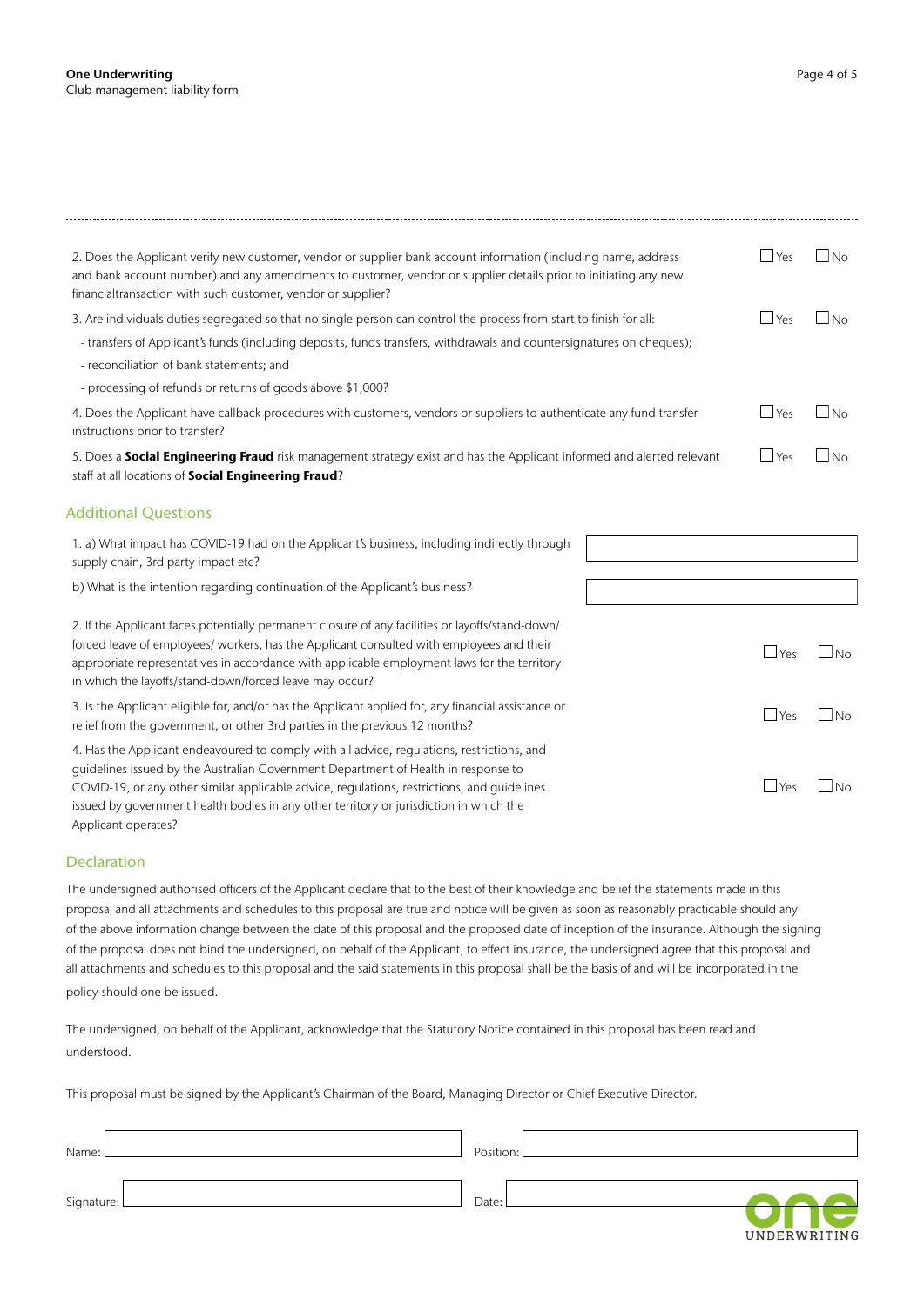2. Does the Applicant verify new customer, vendor or supplier bank account information (including name, address and bank account number) and any amendments to customer, vendor or supplier details prior to initiating any new financialtransaction with such customer, vendor or supplier? ☐ Yes ☐ No

3. Are individuals duties segregated so that no single person can control the process from start to finish for all: ☐ Yes ☐ No

- transfers of Applicant's funds (including deposits, funds transfers, withdrawals and countersignatures on cheques);
- reconciliation of bank statements; and
- processing of refunds or returns of goods above $1,000?

4. Does the Applicant have callback procedures with customers, vendors or suppliers to authenticate any fund transfer instructions prior to transfer? ☐ Yes ☐ No

5. Does a **Social Engineering Fraud** risk management strategy exist and has the Applicant informed and alerted relevant staff at all locations of **Social Engineering Fraud**? ☐ Yes ☐ No

## Additional Questions

1. a) What impact has COVID-19 had on the Applicant's business, including indirectly through supply chain, 3rd party impact etc? ______________________

b) What is the intention regarding continuation of the Applicant's business? ______________________

2. If the Applicant faces potentially permanent closure of any facilities or layoffs/stand-down/ forced leave of employees/ workers, has the Applicant consulted with employees and their appropriate representatives in accordance with applicable employment laws for the territory in which the layoffs/stand-down/forced leave may occur? ☐ Yes ☐ No

3. Is the Applicant eligible for, and/or has the Applicant applied for, any financial assistance or relief from the government, or other 3rd parties in the previous 12 months? ☐ Yes ☐ No

4. Has the Applicant endeavoured to comply with all advice, regulations, restrictions, and guidelines issued by the Australian Government Department of Health in response to COVID-19, or any other similar applicable advice, regulations, restrictions, and guidelines issued by government health bodies in any other territory or jurisdiction in which the Applicant operates? ☐ Yes ☐ No

## Declaration

The undersigned authorised officers of the Applicant declare that to the best of their knowledge and belief the statements made in this proposal and all attachments and schedules to this proposal are true and notice will be given as soon as reasonably practicable should any of the above information change between the date of this proposal and the proposed date of inception of the insurance. Although the signing of the proposal does not bind the undersigned, on behalf of the Applicant, to effect insurance, the undersigned agree that this proposal and all attachments and schedules to this proposal and the said statements in this proposal shall be the basis of and will be incorporated in the policy should one be issued.

The undersigned, on behalf of the Applicant, acknowledge that the Statutory Notice contained in this proposal has been read and understood.

This proposal must be signed by the Applicant's Chairman of the Board, Managing Director or Chief Executive Director.

Name: ______________________ Position: ______________________

Signature: ______________________ Date: ______________________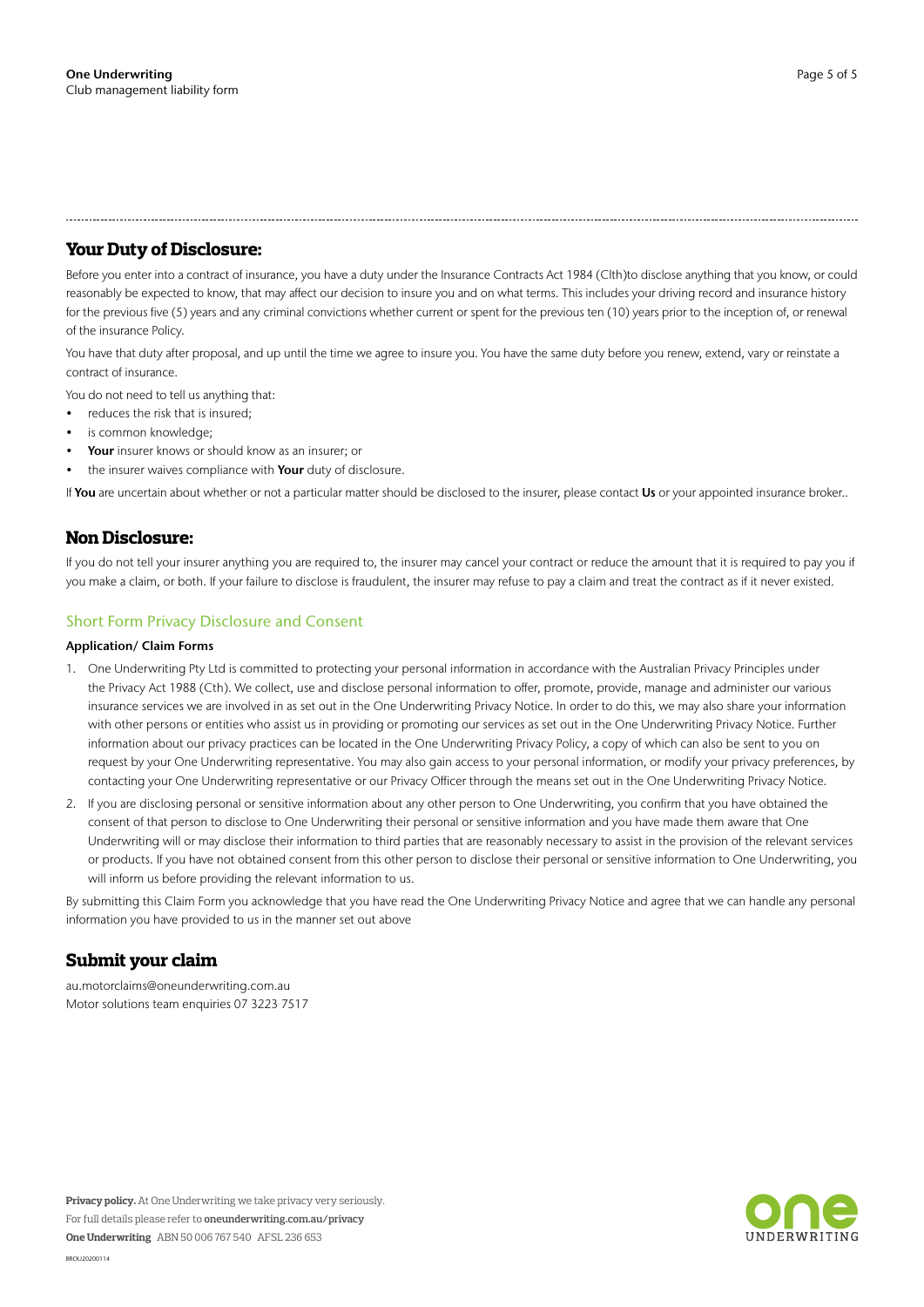## Your Duty of Disclosure:

Before you enter into a contract of insurance, you have a duty under the Insurance Contracts Act 1984 (Clth)to disclose anything that you know, or could reasonably be expected to know, that may affect our decision to insure you and on what terms. This includes your driving record and insurance history for the previous five (5) years and any criminal convictions whether current or spent for the previous ten (10) years prior to the inception of, or renewal of the insurance Policy.

You have that duty after proposal, and up until the time we agree to insure you. You have the same duty before you renew, extend, vary or reinstate a contract of insurance.

You do not need to tell us anything that:

- reduces the risk that is insured;
- is common knowledge;
- **Your** insurer knows or should know as an insurer; or
- the insurer waives compliance with **Your** duty of disclosure.

If **You** are uncertain about whether or not a particular matter should be disclosed to the insurer, please contact **Us** or your appointed insurance broker..

## Non Disclosure:

If you do not tell your insurer anything you are required to, the insurer may cancel your contract or reduce the amount that it is required to pay you if you make a claim, or both. If your failure to disclose is fraudulent, the insurer may refuse to pay a claim and treat the contract as if it never existed.

### Short Form Privacy Disclosure and Consent

**Application/ Claim Forms**

1. One Underwriting Pty Ltd is committed to protecting your personal information in accordance with the Australian Privacy Principles under the Privacy Act 1988 (Cth). We collect, use and disclose personal information to offer, promote, provide, manage and administer our various insurance services we are involved in as set out in the One Underwriting Privacy Notice. In order to do this, we may also share your information with other persons or entities who assist us in providing or promoting our services as set out in the One Underwriting Privacy Notice. Further information about our privacy practices can be located in the One Underwriting Privacy Policy, a copy of which can also be sent to you on request by your One Underwriting representative. You may also gain access to your personal information, or modify your privacy preferences, by contacting your One Underwriting representative or our Privacy Officer through the means set out in the One Underwriting Privacy Notice.
2. If you are disclosing personal or sensitive information about any other person to One Underwriting, you confirm that you have obtained the consent of that person to disclose to One Underwriting their personal or sensitive information and you have made them aware that One Underwriting will or may disclose their information to third parties that are reasonably necessary to assist in the provision of the relevant services or products. If you have not obtained consent from this other person to disclose their personal or sensitive information to One Underwriting, you will inform us before providing the relevant information to us.

By submitting this Claim Form you acknowledge that you have read the One Underwriting Privacy Notice and agree that we can handle any personal information you have provided to us in the manner set out above

## Submit your claim

au.motorclaims@oneunderwriting.com.au
Motor solutions team enquiries 07 3223 7517

**Privacy policy.** At One Underwriting we take privacy very seriously.
For full details please refer to **oneunderwriting.com.au/privacy**
**One Underwriting** ABN 50 006 767 540 AFSL 236 653

BROU20200114